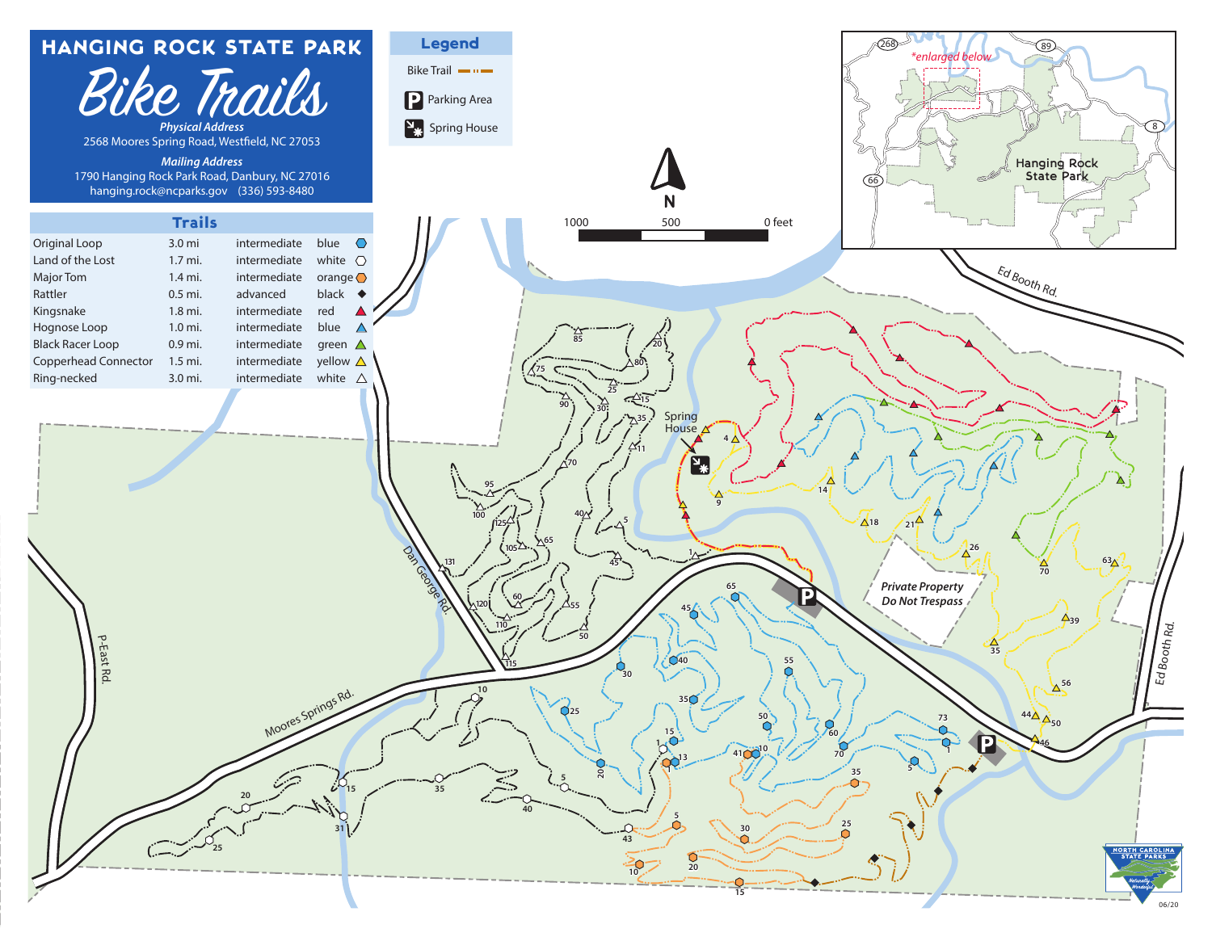# HANGING ROCK STATE PARK

## Bike Trails

***Physical Address***
2568 Moores Spring Road, Westfield, NC 27053

***Mailing Address***
1790 Hanging Rock Park Road, Danbury, NC 27016
hanging.rock@ncparks.gov (336) 593-8480

## Legend

- Bike Trail
- Parking Area
- Spring House

## Trails

| Trail | Length | Difficulty | Marker |
|---|---|---|---|
| Original Loop | 3.0 mi | intermediate | blue hexagon |
| Land of the Lost | 1.7 mi. | intermediate | white hexagon |
| Major Tom | 1.4 mi. | intermediate | orange hexagon |
| Rattler | 0.5 mi. | advanced | black diamond |
| Kingsnake | 1.8 mi. | intermediate | red triangle |
| Hognose Loop | 1.0 mi. | intermediate | blue triangle |
| Black Racer Loop | 0.9 mi. | intermediate | green triangle |
| Copperhead Connector | 1.5 mi. | intermediate | yellow triangle |
| Ring-necked | 3.0 mi. | intermediate | white triangle |

N

1000 500 0 feet

*enlarged below

Hanging Rock State Park

Ed Booth Rd.

Spring House

Private Property
Do Not Trespass

Dan George Rd.

Moores Springs Rd.

P-East Rd.

06/20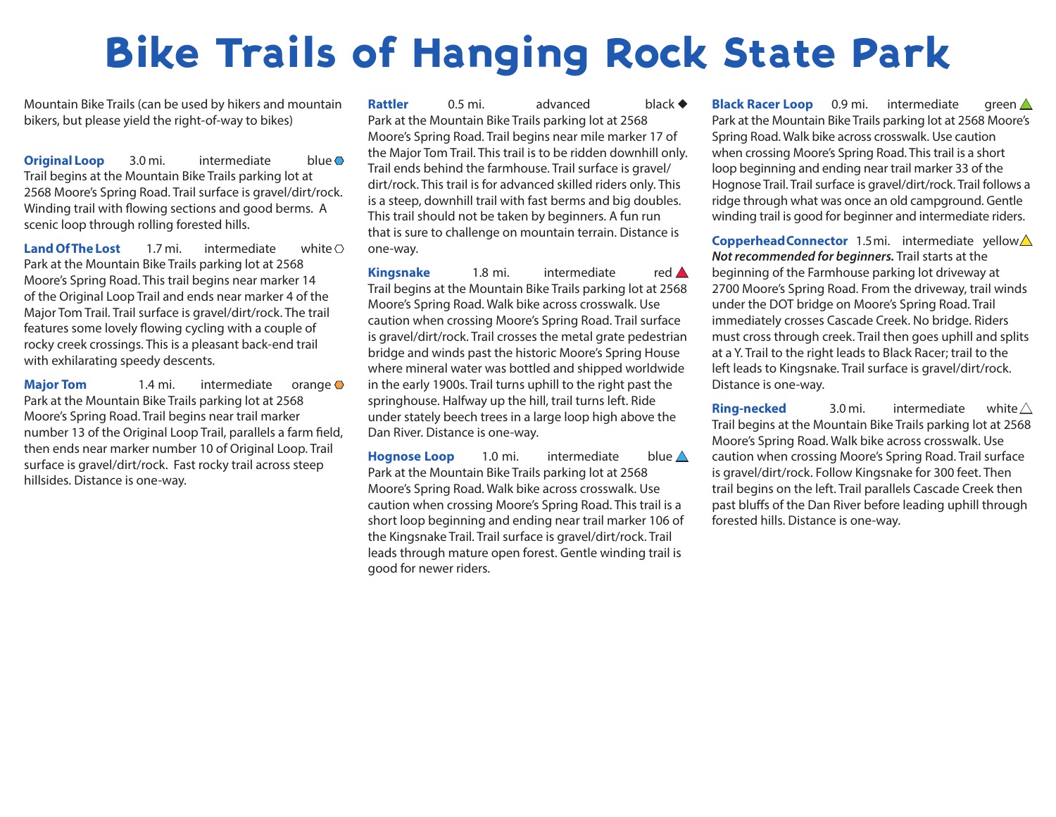# Bike Trails of Hanging Rock State Park

Mountain Bike Trails (can be used by hikers and mountain bikers, but please yield the right-of-way to bikes)

**Original Loop** 3.0 mi. intermediate blue ⬢
Trail begins at the Mountain Bike Trails parking lot at 2568 Moore's Spring Road. Trail surface is gravel/dirt/rock. Winding trail with flowing sections and good berms. A scenic loop through rolling forested hills.

**Land Of The Lost** 1.7 mi. intermediate white ⬡
Park at the Mountain Bike Trails parking lot at 2568 Moore's Spring Road. This trail begins near marker 14 of the Original Loop Trail and ends near marker 4 of the Major Tom Trail. Trail surface is gravel/dirt/rock. The trail features some lovely flowing cycling with a couple of rocky creek crossings. This is a pleasant back-end trail with exhilarating speedy descents.

**Major Tom** 1.4 mi. intermediate orange ⬢
Park at the Mountain Bike Trails parking lot at 2568 Moore's Spring Road. Trail begins near trail marker number 13 of the Original Loop Trail, parallels a farm field, then ends near marker number 10 of Original Loop. Trail surface is gravel/dirt/rock. Fast rocky trail across steep hillsides. Distance is one-way.

**Rattler** 0.5 mi. advanced black ◆
Park at the Mountain Bike Trails parking lot at 2568 Moore's Spring Road. Trail begins near mile marker 17 of the Major Tom Trail. This trail is to be ridden downhill only. Trail ends behind the farmhouse. Trail surface is gravel/dirt/rock. This trail is for advanced skilled riders only. This is a steep, downhill trail with fast berms and big doubles. This trail should not be taken by beginners. A fun run that is sure to challenge on mountain terrain. Distance is one-way.

**Kingsnake** 1.8 mi. intermediate red ▲
Trail begins at the Mountain Bike Trails parking lot at 2568 Moore's Spring Road. Walk bike across crosswalk. Use caution when crossing Moore's Spring Road. Trail surface is gravel/dirt/rock. Trail crosses the metal grate pedestrian bridge and winds past the historic Moore's Spring House where mineral water was bottled and shipped worldwide in the early 1900s. Trail turns uphill to the right past the springhouse. Halfway up the hill, trail turns left. Ride under stately beech trees in a large loop high above the Dan River. Distance is one-way.

**Hognose Loop** 1.0 mi. intermediate blue ▲
Park at the Mountain Bike Trails parking lot at 2568 Moore's Spring Road. Walk bike across crosswalk. Use caution when crossing Moore's Spring Road. This trail is a short loop beginning and ending near trail marker 106 of the Kingsnake Trail. Trail surface is gravel/dirt/rock. Trail leads through mature open forest. Gentle winding trail is good for newer riders.

**Black Racer Loop** 0.9 mi. intermediate green ▲
Park at the Mountain Bike Trails parking lot at 2568 Moore's Spring Road. Walk bike across crosswalk. Use caution when crossing Moore's Spring Road. This trail is a short loop beginning and ending near trail marker 33 of the Hognose Trail. Trail surface is gravel/dirt/rock. Trail follows a ridge through what was once an old campground. Gentle winding trail is good for beginner and intermediate riders.

**Copperhead Connector** 1.5 mi. intermediate yellow ▲
***Not recommended for beginners.*** Trail starts at the beginning of the Farmhouse parking lot driveway at 2700 Moore's Spring Road. From the driveway, trail winds under the DOT bridge on Moore's Spring Road. Trail immediately crosses Cascade Creek. No bridge. Riders must cross through creek. Trail then goes uphill and splits at a Y. Trail to the right leads to Black Racer; trail to the left leads to Kingsnake. Trail surface is gravel/dirt/rock. Distance is one-way.

**Ring-necked** 3.0 mi. intermediate white △
Trail begins at the Mountain Bike Trails parking lot at 2568 Moore's Spring Road. Walk bike across crosswalk. Use caution when crossing Moore's Spring Road. Trail surface is gravel/dirt/rock. Follow Kingsnake for 300 feet. Then trail begins on the left. Trail parallels Cascade Creek then past bluffs of the Dan River before leading uphill through forested hills. Distance is one-way.